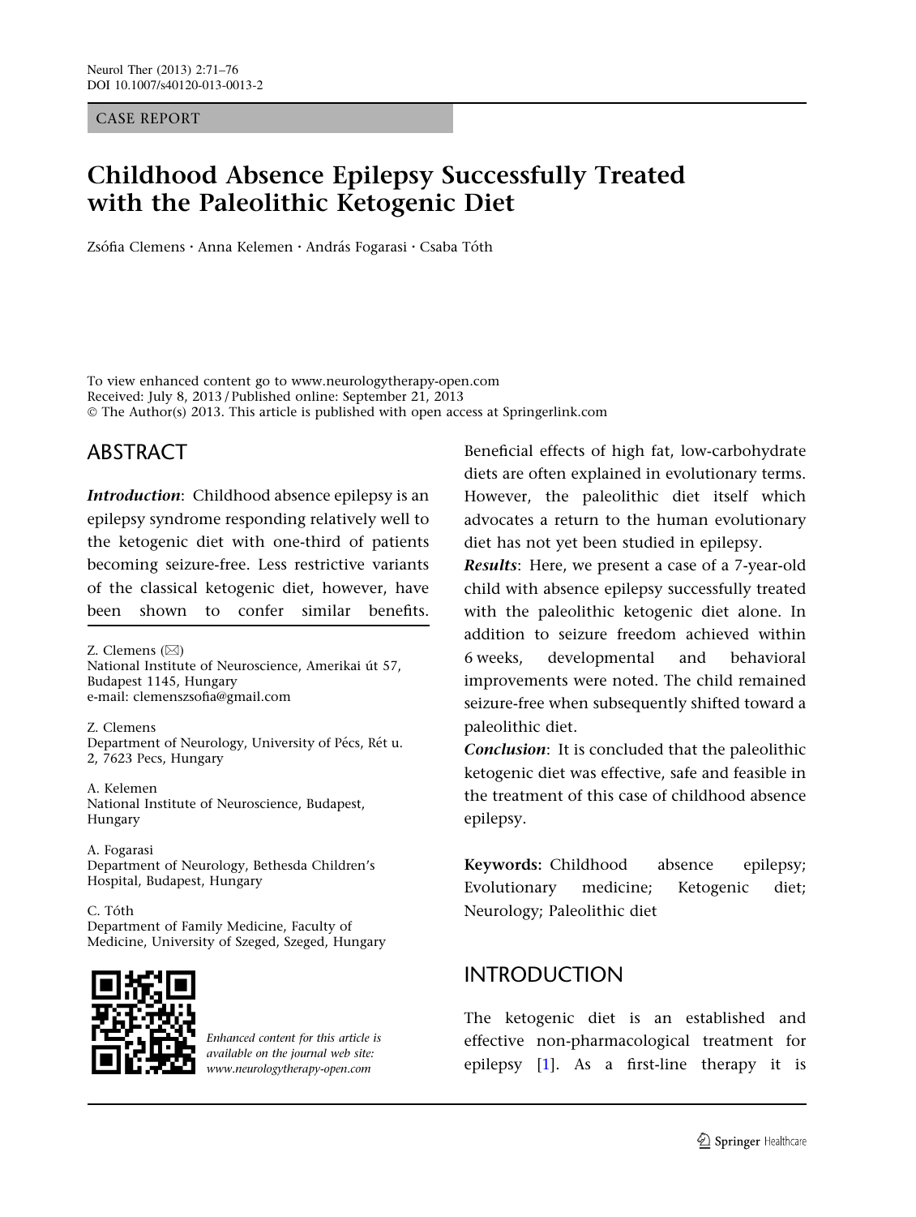CASE REPORT

# Childhood Absence Epilepsy Successfully Treated with the Paleolithic Ketogenic Diet

Zsófia Clemens · Anna Kelemen · András Fogarasi · Csaba Tóth

To view enhanced content go to www.neurologytherapy-open.com
Received: July 8, 2013 / Published online: September 21, 2013
© The Author(s) 2013. This article is published with open access at Springerlink.com

## ABSTRACT

***Introduction***: Childhood absence epilepsy is an epilepsy syndrome responding relatively well to the ketogenic diet with one-third of patients becoming seizure-free. Less restrictive variants of the classical ketogenic diet, however, have been shown to confer similar benefits. Beneficial effects of high fat, low-carbohydrate diets are often explained in evolutionary terms. However, the paleolithic diet itself which advocates a return to the human evolutionary diet has not yet been studied in epilepsy.

***Results***: Here, we present a case of a 7-year-old child with absence epilepsy successfully treated with the paleolithic ketogenic diet alone. In addition to seizure freedom achieved within 6 weeks, developmental and behavioral improvements were noted. The child remained seizure-free when subsequently shifted toward a paleolithic diet.

***Conclusion***: It is concluded that the paleolithic ketogenic diet was effective, safe and feasible in the treatment of this case of childhood absence epilepsy.

**Keywords:** Childhood absence epilepsy; Evolutionary medicine; Ketogenic diet; Neurology; Paleolithic diet

Z. Clemens (✉)
National Institute of Neuroscience, Amerikai út 57, Budapest 1145, Hungary
e-mail: clemenszsofia@gmail.com

Z. Clemens
Department of Neurology, University of Pécs, Rét u. 2, 7623 Pecs, Hungary

A. Kelemen
National Institute of Neuroscience, Budapest, Hungary

A. Fogarasi
Department of Neurology, Bethesda Children's Hospital, Budapest, Hungary

C. Tóth
Department of Family Medicine, Faculty of Medicine, University of Szeged, Szeged, Hungary

*Enhanced content for this article is available on the journal web site: www.neurologytherapy-open.com*

## INTRODUCTION

The ketogenic diet is an established and effective non-pharmacological treatment for epilepsy [1]. As a first-line therapy it is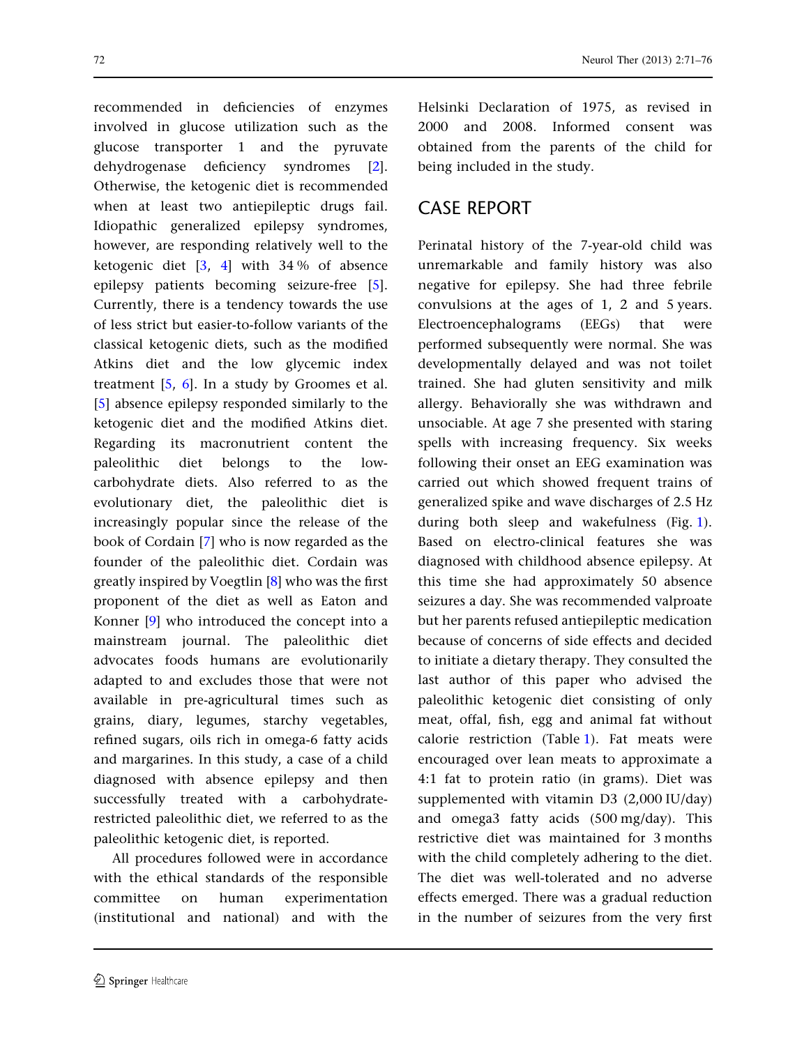recommended in deficiencies of enzymes involved in glucose utilization such as the glucose transporter 1 and the pyruvate dehydrogenase deficiency syndromes [2]. Otherwise, the ketogenic diet is recommended when at least two antiepileptic drugs fail. Idiopathic generalized epilepsy syndromes, however, are responding relatively well to the ketogenic diet [3, 4] with 34 % of absence epilepsy patients becoming seizure-free [5]. Currently, there is a tendency towards the use of less strict but easier-to-follow variants of the classical ketogenic diets, such as the modified Atkins diet and the low glycemic index treatment [5, 6]. In a study by Groomes et al. [5] absence epilepsy responded similarly to the ketogenic diet and the modified Atkins diet. Regarding its macronutrient content the paleolithic diet belongs to the low-carbohydrate diets. Also referred to as the evolutionary diet, the paleolithic diet is increasingly popular since the release of the book of Cordain [7] who is now regarded as the founder of the paleolithic diet. Cordain was greatly inspired by Voegtlin [8] who was the first proponent of the diet as well as Eaton and Konner [9] who introduced the concept into a mainstream journal. The paleolithic diet advocates foods humans are evolutionarily adapted to and excludes those that were not available in pre-agricultural times such as grains, diary, legumes, starchy vegetables, refined sugars, oils rich in omega-6 fatty acids and margarines. In this study, a case of a child diagnosed with absence epilepsy and then successfully treated with a carbohydrate-restricted paleolithic diet, we referred to as the paleolithic ketogenic diet, is reported.

All procedures followed were in accordance with the ethical standards of the responsible committee on human experimentation (institutional and national) and with the Helsinki Declaration of 1975, as revised in 2000 and 2008. Informed consent was obtained from the parents of the child for being included in the study.

## CASE REPORT

Perinatal history of the 7-year-old child was unremarkable and family history was also negative for epilepsy. She had three febrile convulsions at the ages of 1, 2 and 5 years. Electroencephalograms (EEGs) that were performed subsequently were normal. She was developmentally delayed and was not toilet trained. She had gluten sensitivity and milk allergy. Behaviorally she was withdrawn and unsociable. At age 7 she presented with staring spells with increasing frequency. Six weeks following their onset an EEG examination was carried out which showed frequent trains of generalized spike and wave discharges of 2.5 Hz during both sleep and wakefulness (Fig. 1). Based on electro-clinical features she was diagnosed with childhood absence epilepsy. At this time she had approximately 50 absence seizures a day. She was recommended valproate but her parents refused antiepileptic medication because of concerns of side effects and decided to initiate a dietary therapy. They consulted the last author of this paper who advised the paleolithic ketogenic diet consisting of only meat, offal, fish, egg and animal fat without calorie restriction (Table 1). Fat meats were encouraged over lean meats to approximate a 4:1 fat to protein ratio (in grams). Diet was supplemented with vitamin D3 (2,000 IU/day) and omega3 fatty acids (500 mg/day). This restrictive diet was maintained for 3 months with the child completely adhering to the diet. The diet was well-tolerated and no adverse effects emerged. There was a gradual reduction in the number of seizures from the very first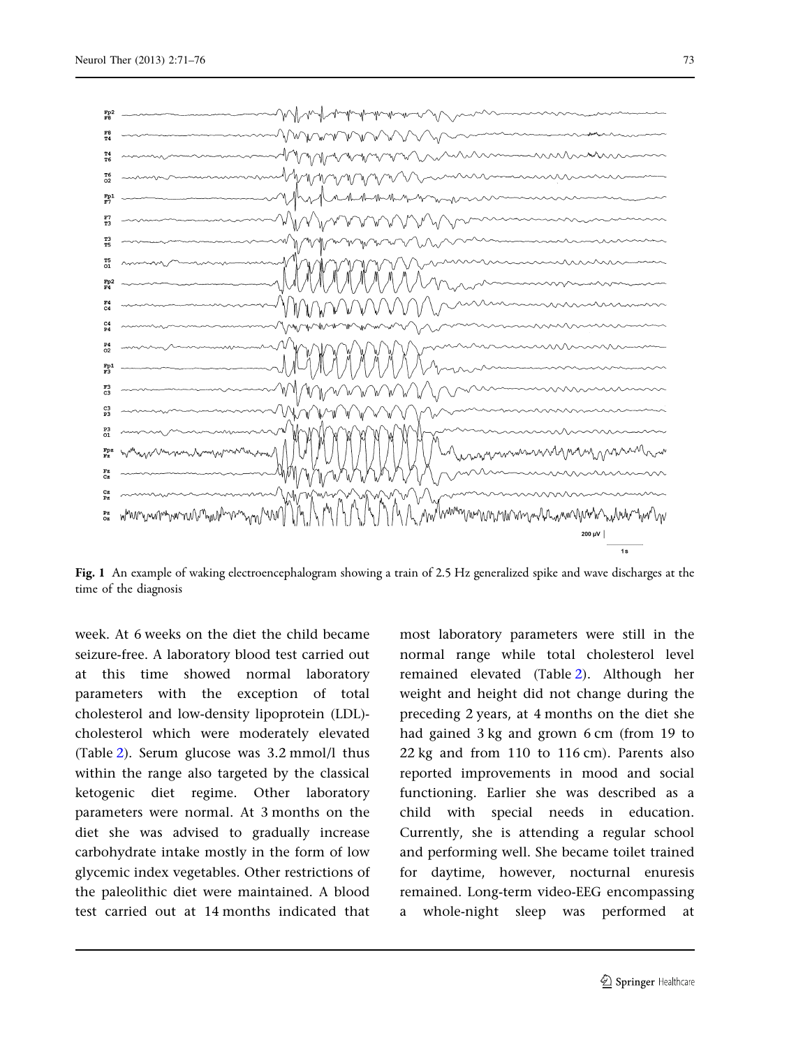Fig. 1 An example of waking electroencephalogram showing a train of 2.5 Hz generalized spike and wave discharges at the time of the diagnosis

week. At 6 weeks on the diet the child became seizure-free. A laboratory blood test carried out at this time showed normal laboratory parameters with the exception of total cholesterol and low-density lipoprotein (LDL)-cholesterol which were moderately elevated (Table 2). Serum glucose was 3.2 mmol/l thus within the range also targeted by the classical ketogenic diet regime. Other laboratory parameters were normal. At 3 months on the diet she was advised to gradually increase carbohydrate intake mostly in the form of low glycemic index vegetables. Other restrictions of the paleolithic diet were maintained. A blood test carried out at 14 months indicated that most laboratory parameters were still in the normal range while total cholesterol level remained elevated (Table 2). Although her weight and height did not change during the preceding 2 years, at 4 months on the diet she had gained 3 kg and grown 6 cm (from 19 to 22 kg and from 110 to 116 cm). Parents also reported improvements in mood and social functioning. Earlier she was described as a child with special needs in education. Currently, she is attending a regular school and performing well. She became toilet trained for daytime, however, nocturnal enuresis remained. Long-term video-EEG encompassing a whole-night sleep was performed at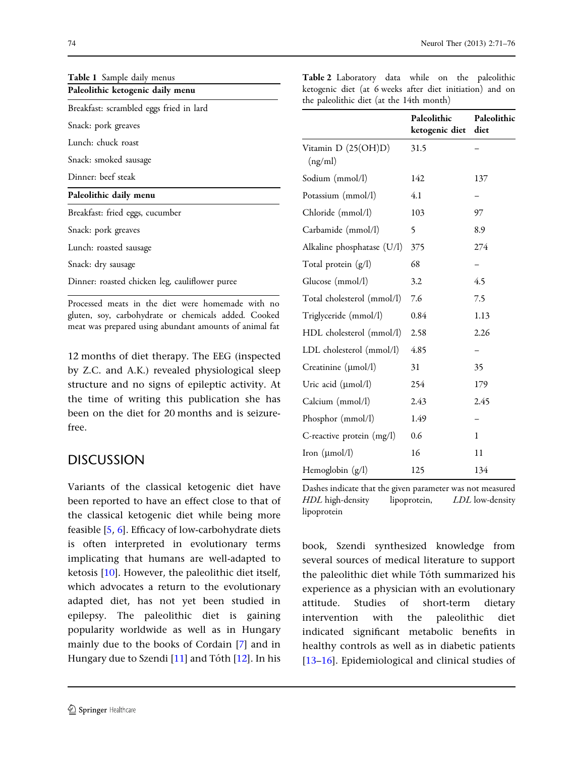Table 1 Sample daily menus

| Paleolithic ketogenic daily menu |
|---|
| Breakfast: scrambled eggs fried in lard |
| Snack: pork greaves |
| Lunch: chuck roast |
| Snack: smoked sausage |
| Dinner: beef steak |
| **Paleolithic daily menu** |
| Breakfast: fried eggs, cucumber |
| Snack: pork greaves |
| Lunch: roasted sausage |
| Snack: dry sausage |
| Dinner: roasted chicken leg, cauliflower puree |

Processed meats in the diet were homemade with no gluten, soy, carbohydrate or chemicals added. Cooked meat was prepared using abundant amounts of animal fat

12 months of diet therapy. The EEG (inspected by Z.C. and A.K.) revealed physiological sleep structure and no signs of epileptic activity. At the time of writing this publication she has been on the diet for 20 months and is seizure-free.

## DISCUSSION

Variants of the classical ketogenic diet have been reported to have an effect close to that of the classical ketogenic diet while being more feasible [5, 6]. Efficacy of low-carbohydrate diets is often interpreted in evolutionary terms implicating that humans are well-adapted to ketosis [10]. However, the paleolithic diet itself, which advocates a return to the evolutionary adapted diet, has not yet been studied in epilepsy. The paleolithic diet is gaining popularity worldwide as well as in Hungary mainly due to the books of Cordain [7] and in Hungary due to Szendi [11] and Tóth [12]. In his book, Szendi synthesized knowledge from several sources of medical literature to support the paleolithic diet while Tóth summarized his experience as a physician with an evolutionary attitude. Studies of short-term dietary intervention with the paleolithic diet indicated significant metabolic benefits in healthy controls as well as in diabetic patients [13–16]. Epidemiological and clinical studies of

**Table 2** Laboratory data while on the paleolithic ketogenic diet (at 6 weeks after diet initiation) and on the paleolithic diet (at the 14th month)

| | Paleolithic ketogenic diet | Paleolithic diet |
|---|---|---|
| Vitamin D (25(OH)D) (ng/ml) | 31.5 | – |
| Sodium (mmol/l) | 142 | 137 |
| Potassium (mmol/l) | 4.1 | – |
| Chloride (mmol/l) | 103 | 97 |
| Carbamide (mmol/l) | 5 | 8.9 |
| Alkaline phosphatase (U/l) | 375 | 274 |
| Total protein (g/l) | 68 | – |
| Glucose (mmol/l) | 3.2 | 4.5 |
| Total cholesterol (mmol/l) | 7.6 | 7.5 |
| Triglyceride (mmol/l) | 0.84 | 1.13 |
| HDL cholesterol (mmol/l) | 2.58 | 2.26 |
| LDL cholesterol (mmol/l) | 4.85 | – |
| Creatinine (μmol/l) | 31 | 35 |
| Uric acid (μmol/l) | 254 | 179 |
| Calcium (mmol/l) | 2.43 | 2.45 |
| Phosphor (mmol/l) | 1.49 | – |
| C-reactive protein (mg/l) | 0.6 | 1 |
| Iron (μmol/l) | 16 | 11 |
| Hemoglobin (g/l) | 125 | 134 |

Dashes indicate that the given parameter was not measured
*HDL* high-density lipoprotein, *LDL* low-density lipoprotein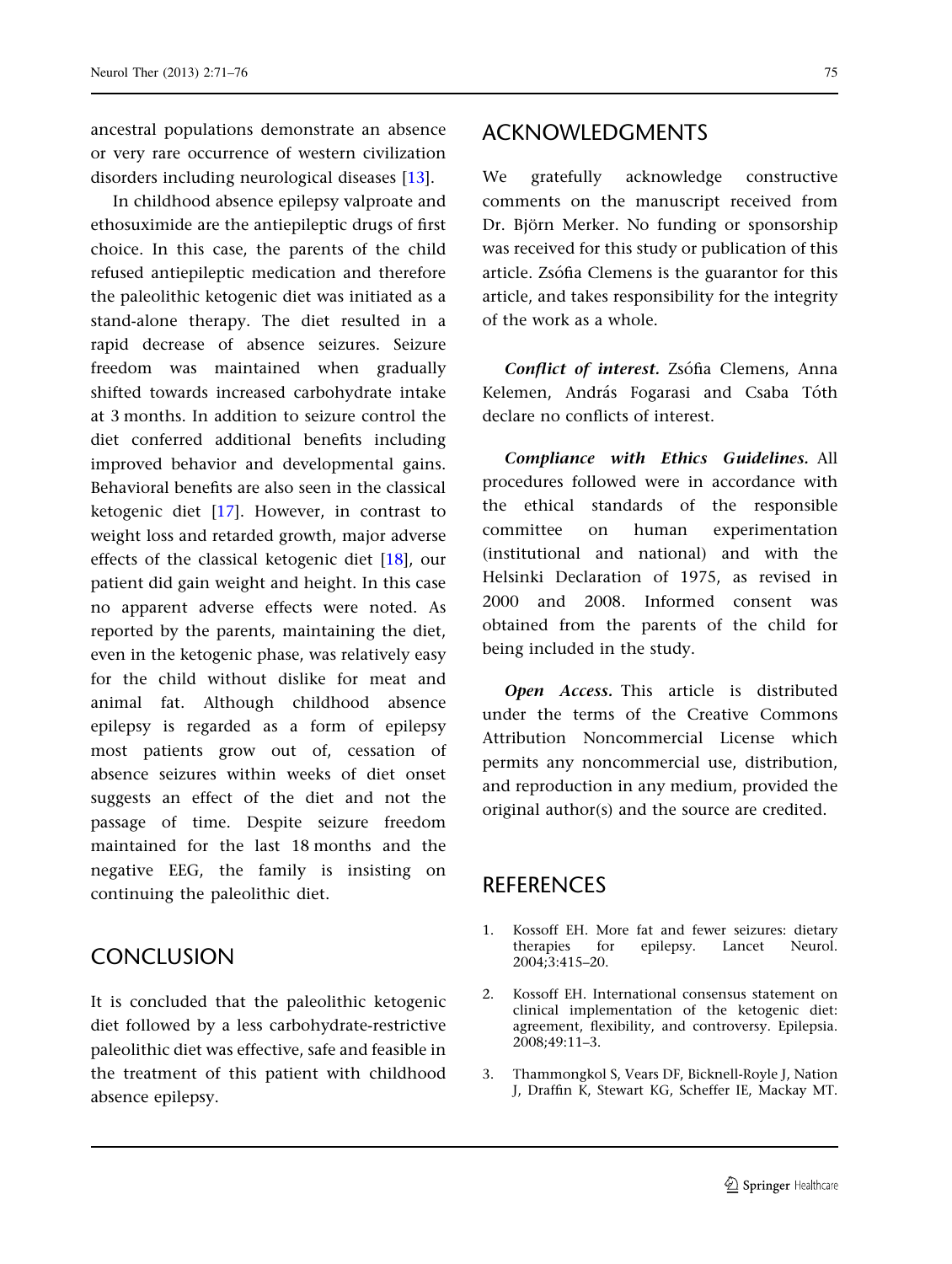ancestral populations demonstrate an absence or very rare occurrence of western civilization disorders including neurological diseases [13].

In childhood absence epilepsy valproate and ethosuximide are the antiepileptic drugs of first choice. In this case, the parents of the child refused antiepileptic medication and therefore the paleolithic ketogenic diet was initiated as a stand-alone therapy. The diet resulted in a rapid decrease of absence seizures. Seizure freedom was maintained when gradually shifted towards increased carbohydrate intake at 3 months. In addition to seizure control the diet conferred additional benefits including improved behavior and developmental gains. Behavioral benefits are also seen in the classical ketogenic diet [17]. However, in contrast to weight loss and retarded growth, major adverse effects of the classical ketogenic diet [18], our patient did gain weight and height. In this case no apparent adverse effects were noted. As reported by the parents, maintaining the diet, even in the ketogenic phase, was relatively easy for the child without dislike for meat and animal fat. Although childhood absence epilepsy is regarded as a form of epilepsy most patients grow out of, cessation of absence seizures within weeks of diet onset suggests an effect of the diet and not the passage of time. Despite seizure freedom maintained for the last 18 months and the negative EEG, the family is insisting on continuing the paleolithic diet.

## CONCLUSION

It is concluded that the paleolithic ketogenic diet followed by a less carbohydrate-restrictive paleolithic diet was effective, safe and feasible in the treatment of this patient with childhood absence epilepsy.

## ACKNOWLEDGMENTS

We gratefully acknowledge constructive comments on the manuscript received from Dr. Björn Merker. No funding or sponsorship was received for this study or publication of this article. Zsófia Clemens is the guarantor for this article, and takes responsibility for the integrity of the work as a whole.

***Conflict of interest.*** Zsófia Clemens, Anna Kelemen, András Fogarasi and Csaba Tóth declare no conflicts of interest.

***Compliance with Ethics Guidelines.*** All procedures followed were in accordance with the ethical standards of the responsible committee on human experimentation (institutional and national) and with the Helsinki Declaration of 1975, as revised in 2000 and 2008. Informed consent was obtained from the parents of the child for being included in the study.

***Open Access.*** This article is distributed under the terms of the Creative Commons Attribution Noncommercial License which permits any noncommercial use, distribution, and reproduction in any medium, provided the original author(s) and the source are credited.

## REFERENCES

1. Kossoff EH. More fat and fewer seizures: dietary therapies for epilepsy. Lancet Neurol. 2004;3:415–20.
2. Kossoff EH. International consensus statement on clinical implementation of the ketogenic diet: agreement, flexibility, and controversy. Epilepsia. 2008;49:11–3.
3. Thammongkol S, Vears DF, Bicknell-Royle J, Nation J, Draffin K, Stewart KG, Scheffer IE, Mackay MT.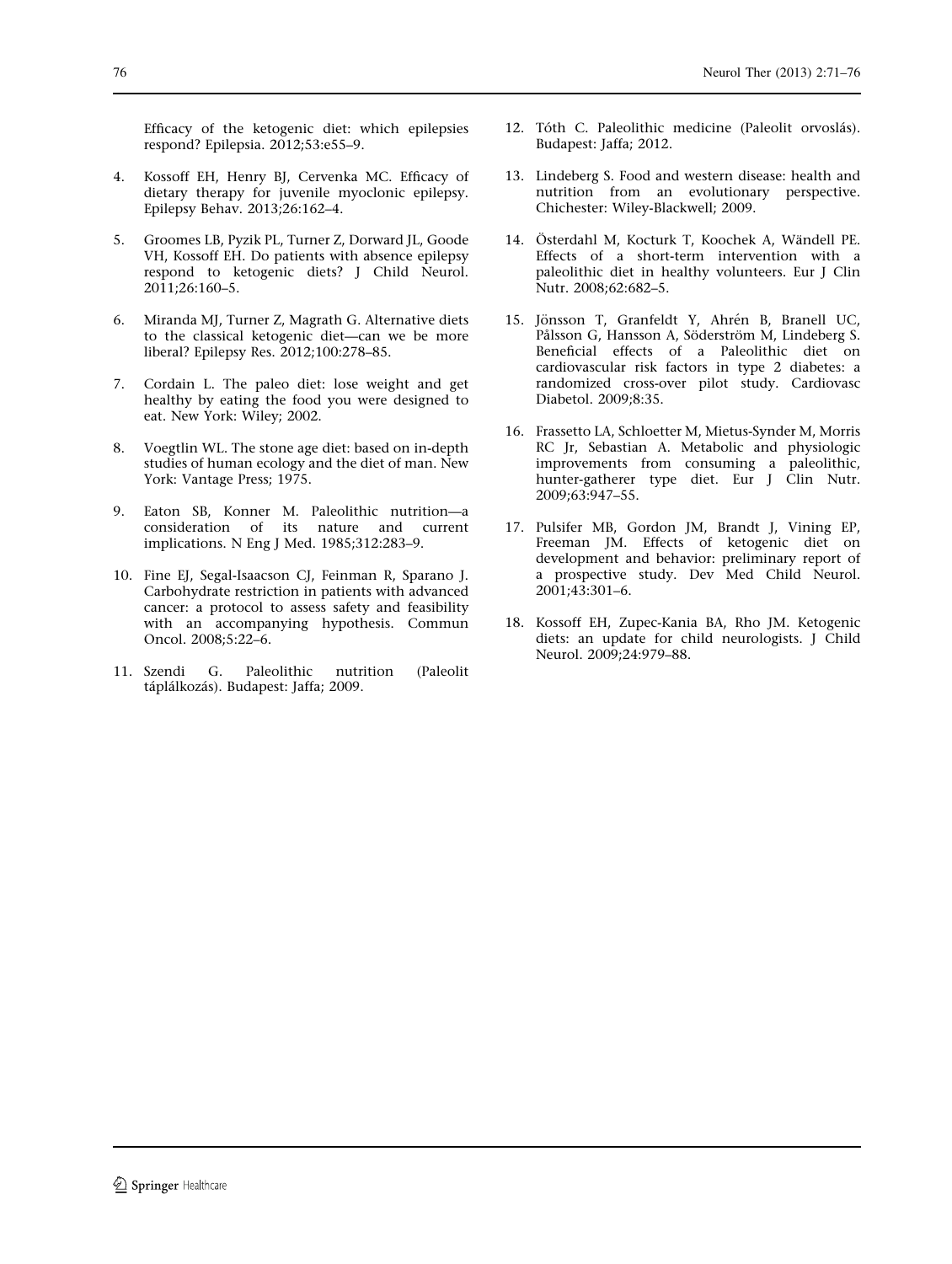Efficacy of the ketogenic diet: which epilepsies respond? Epilepsia. 2012;53:e55–9.

4. Kossoff EH, Henry BJ, Cervenka MC. Efficacy of dietary therapy for juvenile myoclonic epilepsy. Epilepsy Behav. 2013;26:162–4.

5. Groomes LB, Pyzik PL, Turner Z, Dorward JL, Goode VH, Kossoff EH. Do patients with absence epilepsy respond to ketogenic diets? J Child Neurol. 2011;26:160–5.

6. Miranda MJ, Turner Z, Magrath G. Alternative diets to the classical ketogenic diet—can we be more liberal? Epilepsy Res. 2012;100:278–85.

7. Cordain L. The paleo diet: lose weight and get healthy by eating the food you were designed to eat. New York: Wiley; 2002.

8. Voegtlin WL. The stone age diet: based on in-depth studies of human ecology and the diet of man. New York: Vantage Press; 1975.

9. Eaton SB, Konner M. Paleolithic nutrition—a consideration of its nature and current implications. N Eng J Med. 1985;312:283–9.

10. Fine EJ, Segal-Isaacson CJ, Feinman R, Sparano J. Carbohydrate restriction in patients with advanced cancer: a protocol to assess safety and feasibility with an accompanying hypothesis. Commun Oncol. 2008;5:22–6.

11. Szendi G. Paleolithic nutrition (Paleolit táplálkozás). Budapest: Jaffa; 2009.

12. Tóth C. Paleolithic medicine (Paleolit orvoslás). Budapest: Jaffa; 2012.

13. Lindeberg S. Food and western disease: health and nutrition from an evolutionary perspective. Chichester: Wiley-Blackwell; 2009.

14. Österdahl M, Kocturk T, Koochek A, Wändell PE. Effects of a short-term intervention with a paleolithic diet in healthy volunteers. Eur J Clin Nutr. 2008;62:682–5.

15. Jönsson T, Granfeldt Y, Ahrén B, Branell UC, Pålsson G, Hansson A, Söderström M, Lindeberg S. Beneficial effects of a Paleolithic diet on cardiovascular risk factors in type 2 diabetes: a randomized cross-over pilot study. Cardiovasc Diabetol. 2009;8:35.

16. Frassetto LA, Schloetter M, Mietus-Synder M, Morris RC Jr, Sebastian A. Metabolic and physiologic improvements from consuming a paleolithic, hunter-gatherer type diet. Eur J Clin Nutr. 2009;63:947–55.

17. Pulsifer MB, Gordon JM, Brandt J, Vining EP, Freeman JM. Effects of ketogenic diet on development and behavior: preliminary report of a prospective study. Dev Med Child Neurol. 2001;43:301–6.

18. Kossoff EH, Zupec-Kania BA, Rho JM. Ketogenic diets: an update for child neurologists. J Child Neurol. 2009;24:979–88.